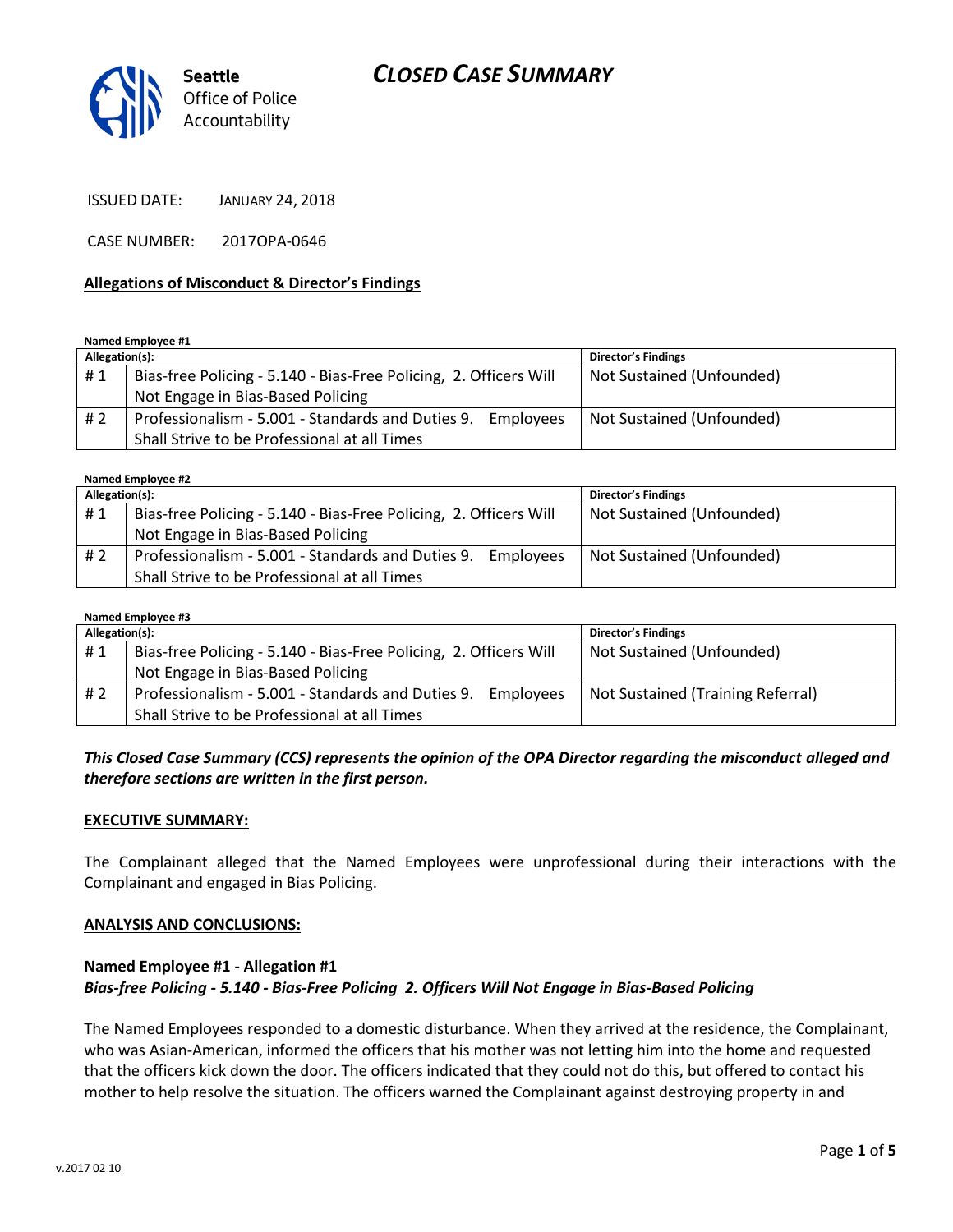# CLOSED CASE SUMMARY

Seattle Office of Police Accountability

ISSUED DATE: JANUARY 24, 2018

CASE NUMBER: 2017OPA-0646

**Allegations of Misconduct & Director's Findings**

**Named Employee #1**

| Allegation(s): | | Director's Findings |
|---|---|---|
| # 1 | Bias-free Policing - 5.140 - Bias-Free Policing, 2. Officers Will Not Engage in Bias-Based Policing | Not Sustained (Unfounded) |
| # 2 | Professionalism - 5.001 - Standards and Duties 9. Employees Shall Strive to be Professional at all Times | Not Sustained (Unfounded) |

**Named Employee #2**

| Allegation(s): | | Director's Findings |
|---|---|---|
| # 1 | Bias-free Policing - 5.140 - Bias-Free Policing, 2. Officers Will Not Engage in Bias-Based Policing | Not Sustained (Unfounded) |
| # 2 | Professionalism - 5.001 - Standards and Duties 9. Employees Shall Strive to be Professional at all Times | Not Sustained (Unfounded) |

**Named Employee #3**

| Allegation(s): | | Director's Findings |
|---|---|---|
| # 1 | Bias-free Policing - 5.140 - Bias-Free Policing, 2. Officers Will Not Engage in Bias-Based Policing | Not Sustained (Unfounded) |
| # 2 | Professionalism - 5.001 - Standards and Duties 9. Employees Shall Strive to be Professional at all Times | Not Sustained (Training Referral) |

***This Closed Case Summary (CCS) represents the opinion of the OPA Director regarding the misconduct alleged and therefore sections are written in the first person.***

**EXECUTIVE SUMMARY:**

The Complainant alleged that the Named Employees were unprofessional during their interactions with the Complainant and engaged in Bias Policing.

**ANALYSIS AND CONCLUSIONS:**

**Named Employee #1 - Allegation #1**
***Bias-free Policing - 5.140 - Bias-Free Policing 2. Officers Will Not Engage in Bias-Based Policing***

The Named Employees responded to a domestic disturbance. When they arrived at the residence, the Complainant, who was Asian-American, informed the officers that his mother was not letting him into the home and requested that the officers kick down the door. The officers indicated that they could not do this, but offered to contact his mother to help resolve the situation. The officers warned the Complainant against destroying property in and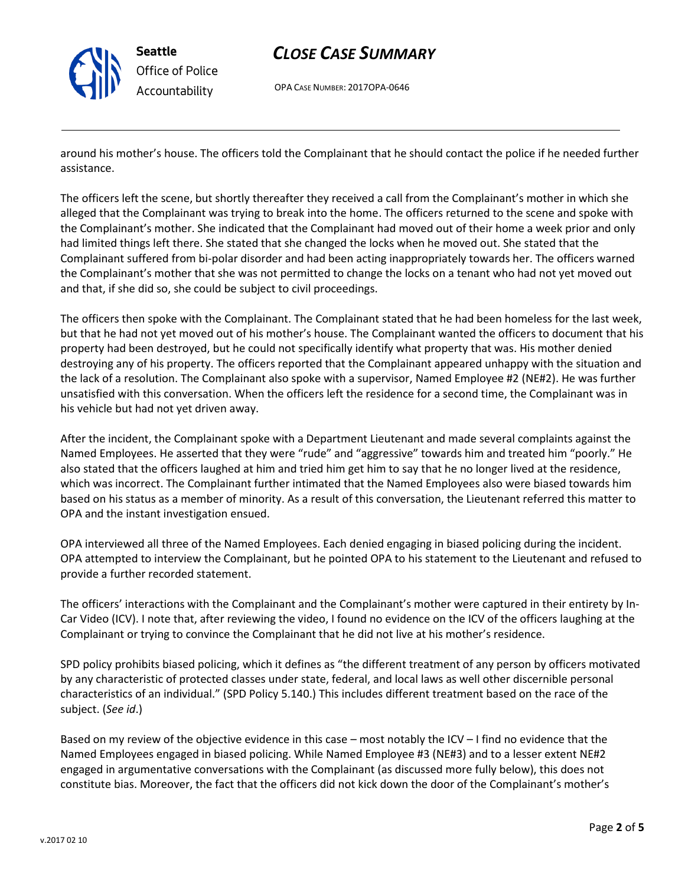around his mother's house. The officers told the Complainant that he should contact the police if he needed further assistance.

The officers left the scene, but shortly thereafter they received a call from the Complainant's mother in which she alleged that the Complainant was trying to break into the home. The officers returned to the scene and spoke with the Complainant's mother. She indicated that the Complainant had moved out of their home a week prior and only had limited things left there. She stated that she changed the locks when he moved out. She stated that the Complainant suffered from bi-polar disorder and had been acting inappropriately towards her. The officers warned the Complainant's mother that she was not permitted to change the locks on a tenant who had not yet moved out and that, if she did so, she could be subject to civil proceedings.

The officers then spoke with the Complainant. The Complainant stated that he had been homeless for the last week, but that he had not yet moved out of his mother's house. The Complainant wanted the officers to document that his property had been destroyed, but he could not specifically identify what property that was. His mother denied destroying any of his property. The officers reported that the Complainant appeared unhappy with the situation and the lack of a resolution. The Complainant also spoke with a supervisor, Named Employee #2 (NE#2). He was further unsatisfied with this conversation. When the officers left the residence for a second time, the Complainant was in his vehicle but had not yet driven away.

After the incident, the Complainant spoke with a Department Lieutenant and made several complaints against the Named Employees. He asserted that they were "rude" and "aggressive" towards him and treated him "poorly." He also stated that the officers laughed at him and tried him get him to say that he no longer lived at the residence, which was incorrect. The Complainant further intimated that the Named Employees also were biased towards him based on his status as a member of minority. As a result of this conversation, the Lieutenant referred this matter to OPA and the instant investigation ensued.

OPA interviewed all three of the Named Employees. Each denied engaging in biased policing during the incident. OPA attempted to interview the Complainant, but he pointed OPA to his statement to the Lieutenant and refused to provide a further recorded statement.

The officers' interactions with the Complainant and the Complainant's mother were captured in their entirety by In-Car Video (ICV). I note that, after reviewing the video, I found no evidence on the ICV of the officers laughing at the Complainant or trying to convince the Complainant that he did not live at his mother's residence.

SPD policy prohibits biased policing, which it defines as "the different treatment of any person by officers motivated by any characteristic of protected classes under state, federal, and local laws as well other discernible personal characteristics of an individual." (SPD Policy 5.140.) This includes different treatment based on the race of the subject. (*See id*.)

Based on my review of the objective evidence in this case – most notably the ICV – I find no evidence that the Named Employees engaged in biased policing. While Named Employee #3 (NE#3) and to a lesser extent NE#2 engaged in argumentative conversations with the Complainant (as discussed more fully below), this does not constitute bias. Moreover, the fact that the officers did not kick down the door of the Complainant's mother's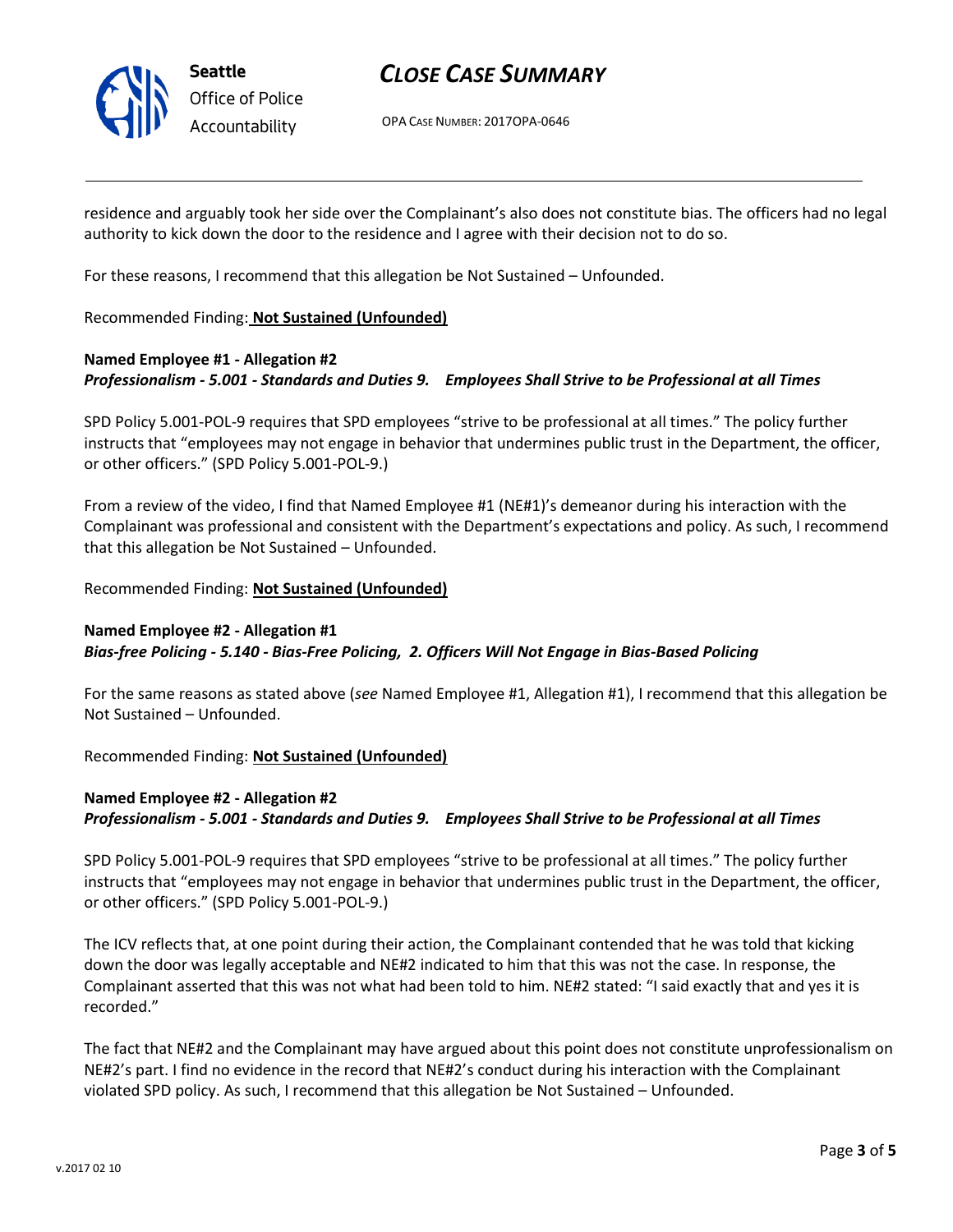residence and arguably took her side over the Complainant's also does not constitute bias. The officers had no legal authority to kick down the door to the residence and I agree with their decision not to do so.

For these reasons, I recommend that this allegation be Not Sustained – Unfounded.

Recommended Finding: **Not Sustained (Unfounded)**

**Named Employee #1 - Allegation #2**
***Professionalism - 5.001 - Standards and Duties 9. Employees Shall Strive to be Professional at all Times***

SPD Policy 5.001-POL-9 requires that SPD employees "strive to be professional at all times." The policy further instructs that "employees may not engage in behavior that undermines public trust in the Department, the officer, or other officers." (SPD Policy 5.001-POL-9.)

From a review of the video, I find that Named Employee #1 (NE#1)'s demeanor during his interaction with the Complainant was professional and consistent with the Department's expectations and policy. As such, I recommend that this allegation be Not Sustained – Unfounded.

Recommended Finding: **Not Sustained (Unfounded)**

**Named Employee #2 - Allegation #1**
***Bias-free Policing - 5.140 - Bias-Free Policing, 2. Officers Will Not Engage in Bias-Based Policing***

For the same reasons as stated above (*see* Named Employee #1, Allegation #1), I recommend that this allegation be Not Sustained – Unfounded.

Recommended Finding: **Not Sustained (Unfounded)**

**Named Employee #2 - Allegation #2**
***Professionalism - 5.001 - Standards and Duties 9. Employees Shall Strive to be Professional at all Times***

SPD Policy 5.001-POL-9 requires that SPD employees "strive to be professional at all times." The policy further instructs that "employees may not engage in behavior that undermines public trust in the Department, the officer, or other officers." (SPD Policy 5.001-POL-9.)

The ICV reflects that, at one point during their action, the Complainant contended that he was told that kicking down the door was legally acceptable and NE#2 indicated to him that this was not the case. In response, the Complainant asserted that this was not what had been told to him. NE#2 stated: "I said exactly that and yes it is recorded."

The fact that NE#2 and the Complainant may have argued about this point does not constitute unprofessionalism on NE#2's part. I find no evidence in the record that NE#2's conduct during his interaction with the Complainant violated SPD policy. As such, I recommend that this allegation be Not Sustained – Unfounded.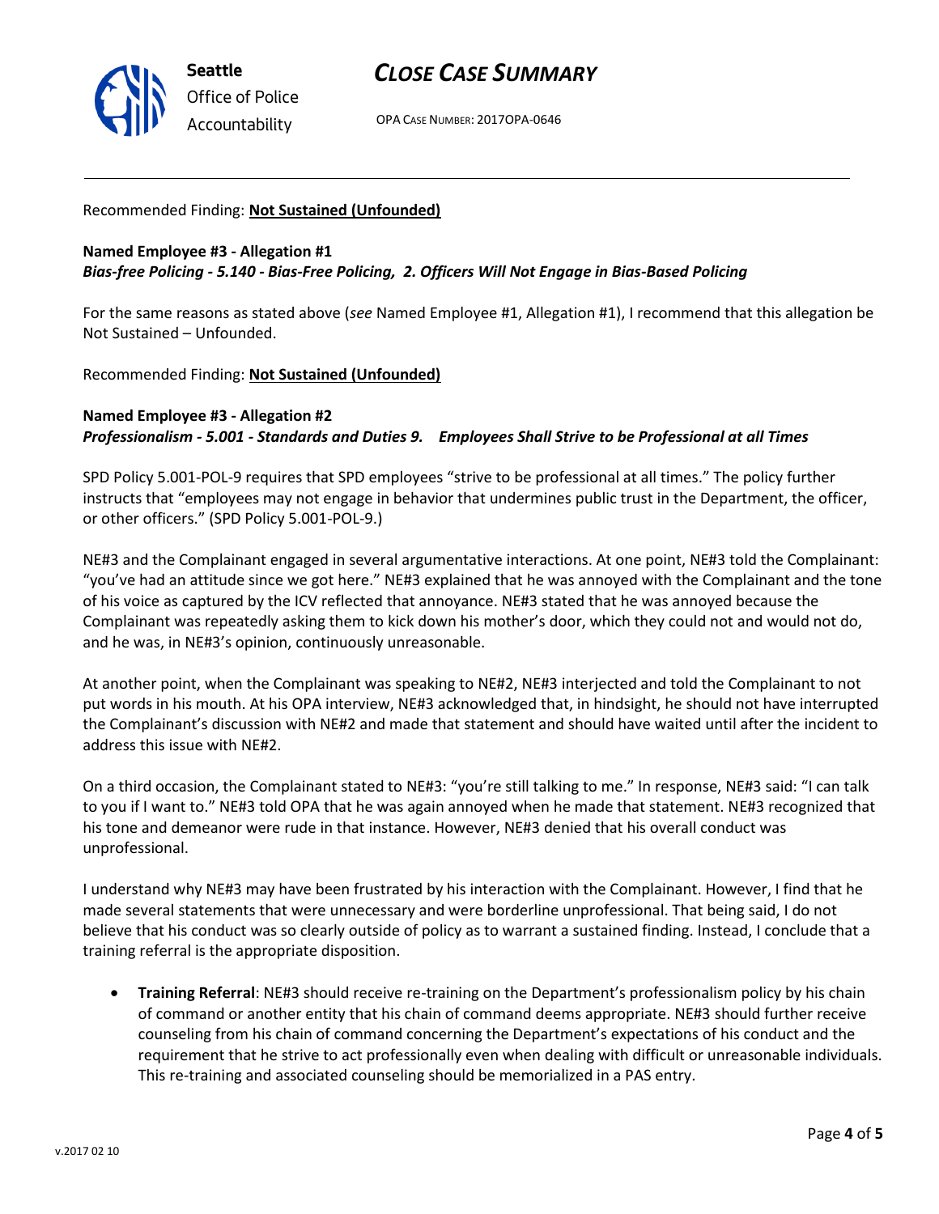Recommended Finding: **Not Sustained (Unfounded)**

**Named Employee #3 - Allegation #1**
***Bias-free Policing - 5.140 - Bias-Free Policing, 2. Officers Will Not Engage in Bias-Based Policing***

For the same reasons as stated above (*see* Named Employee #1, Allegation #1), I recommend that this allegation be Not Sustained – Unfounded.

Recommended Finding: **Not Sustained (Unfounded)**

**Named Employee #3 - Allegation #2**
***Professionalism - 5.001 - Standards and Duties 9. Employees Shall Strive to be Professional at all Times***

SPD Policy 5.001-POL-9 requires that SPD employees "strive to be professional at all times." The policy further instructs that "employees may not engage in behavior that undermines public trust in the Department, the officer, or other officers." (SPD Policy 5.001-POL-9.)

NE#3 and the Complainant engaged in several argumentative interactions. At one point, NE#3 told the Complainant: "you've had an attitude since we got here." NE#3 explained that he was annoyed with the Complainant and the tone of his voice as captured by the ICV reflected that annoyance. NE#3 stated that he was annoyed because the Complainant was repeatedly asking them to kick down his mother's door, which they could not and would not do, and he was, in NE#3's opinion, continuously unreasonable.

At another point, when the Complainant was speaking to NE#2, NE#3 interjected and told the Complainant to not put words in his mouth. At his OPA interview, NE#3 acknowledged that, in hindsight, he should not have interrupted the Complainant's discussion with NE#2 and made that statement and should have waited until after the incident to address this issue with NE#2.

On a third occasion, the Complainant stated to NE#3: "you're still talking to me." In response, NE#3 said: "I can talk to you if I want to." NE#3 told OPA that he was again annoyed when he made that statement. NE#3 recognized that his tone and demeanor were rude in that instance. However, NE#3 denied that his overall conduct was unprofessional.

I understand why NE#3 may have been frustrated by his interaction with the Complainant. However, I find that he made several statements that were unnecessary and were borderline unprofessional. That being said, I do not believe that his conduct was so clearly outside of policy as to warrant a sustained finding. Instead, I conclude that a training referral is the appropriate disposition.

- **Training Referral**: NE#3 should receive re-training on the Department's professionalism policy by his chain of command or another entity that his chain of command deems appropriate. NE#3 should further receive counseling from his chain of command concerning the Department's expectations of his conduct and the requirement that he strive to act professionally even when dealing with difficult or unreasonable individuals. This re-training and associated counseling should be memorialized in a PAS entry.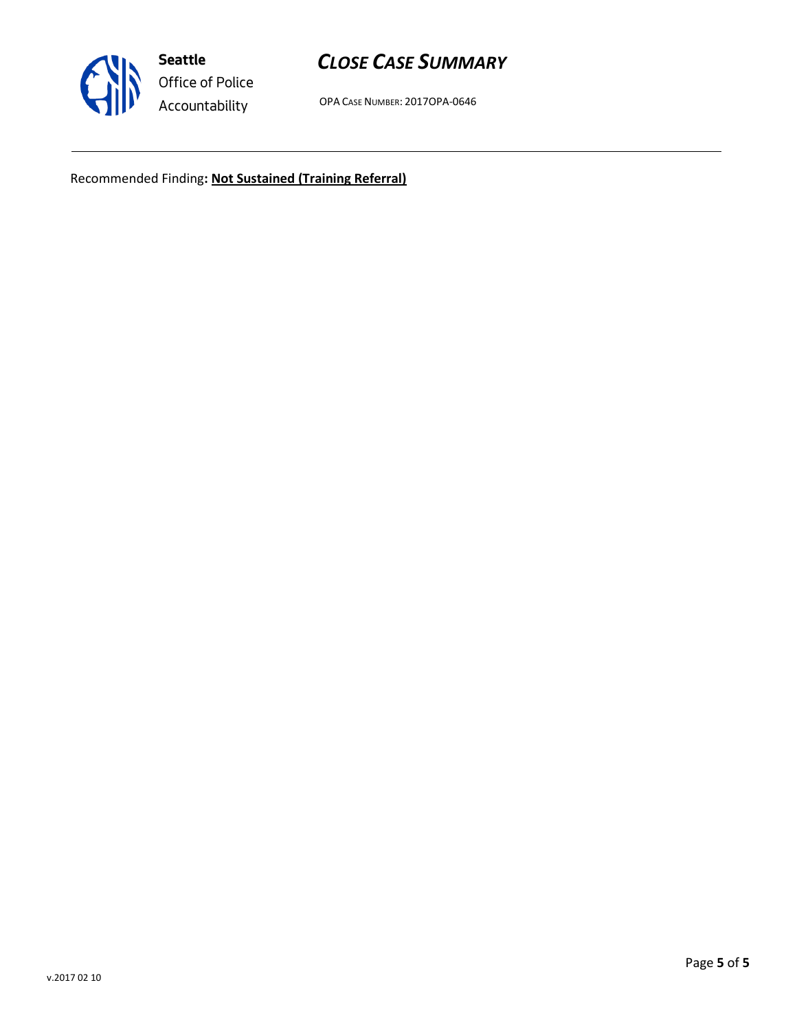Recommended Finding**: Not Sustained (Training Referral)**